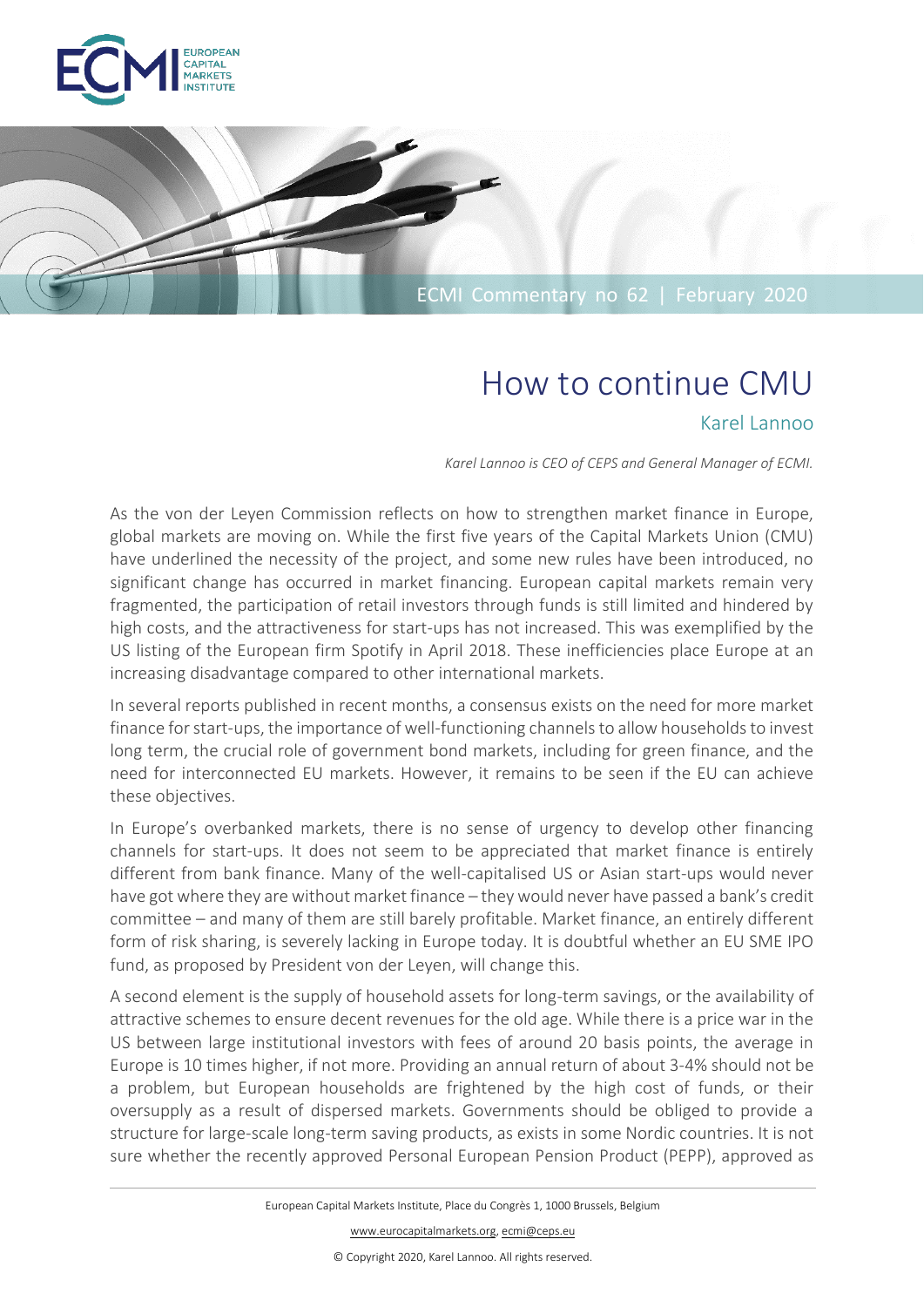ECMI Commentary no 62 | February 2020

# How to continue CMU

Karel Lannoo

*Karel Lannoo is CEO of CEPS and General Manager of ECMI.*

As the von der Leyen Commission reflects on how to strengthen market finance in Europe, global markets are moving on. While the first five years of the Capital Markets Union (CMU) have underlined the necessity of the project, and some new rules have been introduced, no significant change has occurred in market financing. European capital markets remain very fragmented, the participation of retail investors through funds is still limited and hindered by high costs, and the attractiveness for start-ups has not increased. This was exemplified by the US listing of the European firm Spotify in April 2018. These inefficiencies place Europe at an increasing disadvantage compared to other international markets.

In several reports published in recent months, a consensus exists on the need for more market finance for start-ups, the importance of well-functioning channels to allow households to invest long term, the crucial role of government bond markets, including for green finance, and the need for interconnected EU markets. However, it remains to be seen if the EU can achieve these objectives.

In Europe's overbanked markets, there is no sense of urgency to develop other financing channels for start-ups. It does not seem to be appreciated that market finance is entirely different from bank finance. Many of the well-capitalised US or Asian start-ups would never have got where they are without market finance – they would never have passed a bank's credit committee – and many of them are still barely profitable. Market finance, an entirely different form of risk sharing, is severely lacking in Europe today. It is doubtful whether an EU SME IPO fund, as proposed by President von der Leyen, will change this.

A second element is the supply of household assets for long-term savings, or the availability of attractive schemes to ensure decent revenues for the old age. While there is a price war in the US between large institutional investors with fees of around 20 basis points, the average in Europe is 10 times higher, if not more. Providing an annual return of about 3-4% should not be a problem, but European households are frightened by the high cost of funds, or their oversupply as a result of dispersed markets. Governments should be obliged to provide a structure for large-scale long-term saving products, as exists in some Nordic countries. It is not sure whether the recently approved Personal European Pension Product (PEPP), approved as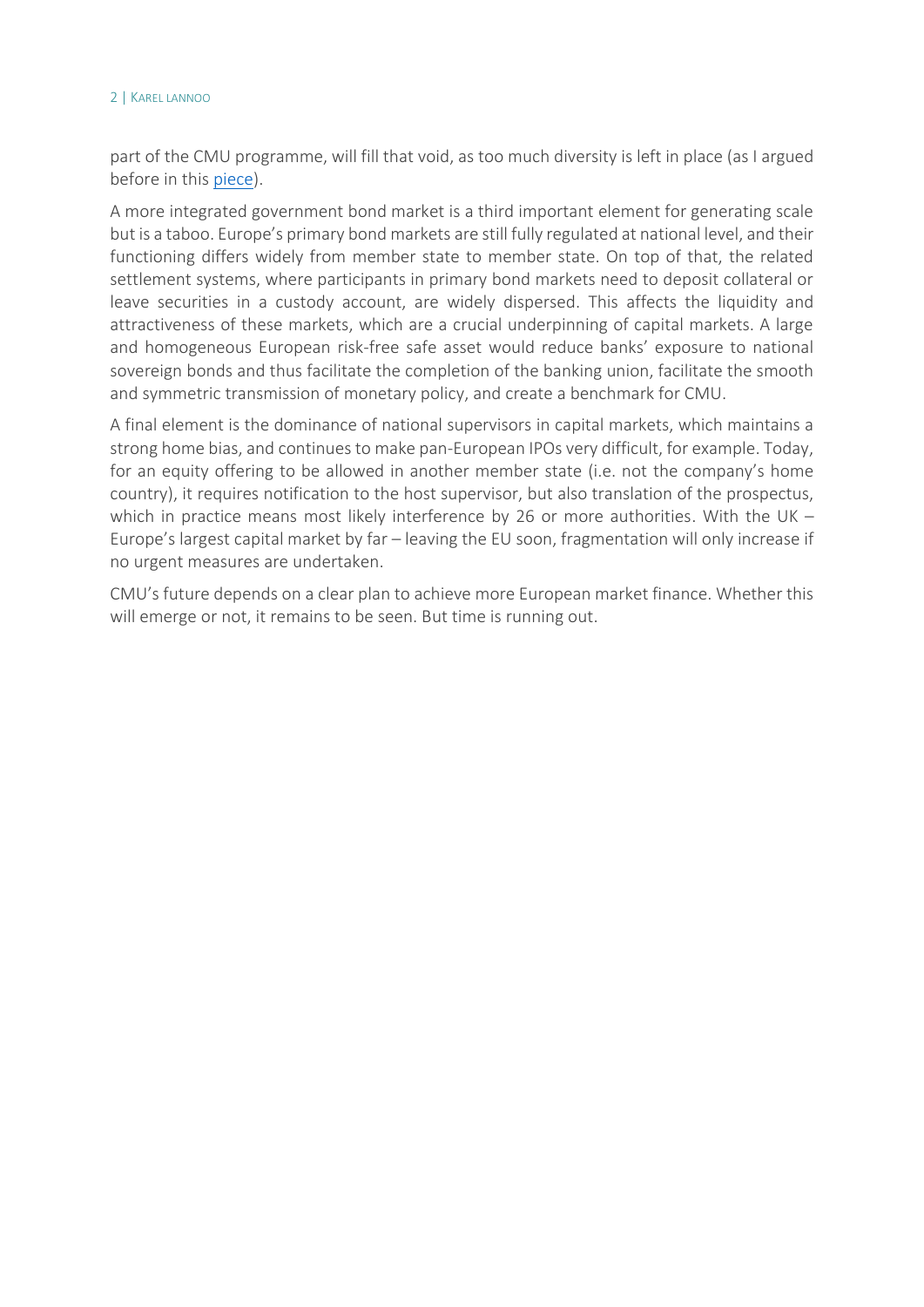part of the CMU programme, will fill that void, as too much diversity is left in place (as I argued before in this [piece]).

A more integrated government bond market is a third important element for generating scale but is a taboo. Europe's primary bond markets are still fully regulated at national level, and their functioning differs widely from member state to member state. On top of that, the related settlement systems, where participants in primary bond markets need to deposit collateral or leave securities in a custody account, are widely dispersed. This affects the liquidity and attractiveness of these markets, which are a crucial underpinning of capital markets. A large and homogeneous European risk-free safe asset would reduce banks' exposure to national sovereign bonds and thus facilitate the completion of the banking union, facilitate the smooth and symmetric transmission of monetary policy, and create a benchmark for CMU.

A final element is the dominance of national supervisors in capital markets, which maintains a strong home bias, and continues to make pan-European IPOs very difficult, for example. Today, for an equity offering to be allowed in another member state (i.e. not the company's home country), it requires notification to the host supervisor, but also translation of the prospectus, which in practice means most likely interference by 26 or more authorities. With the UK – Europe's largest capital market by far – leaving the EU soon, fragmentation will only increase if no urgent measures are undertaken.

CMU's future depends on a clear plan to achieve more European market finance. Whether this will emerge or not, it remains to be seen. But time is running out.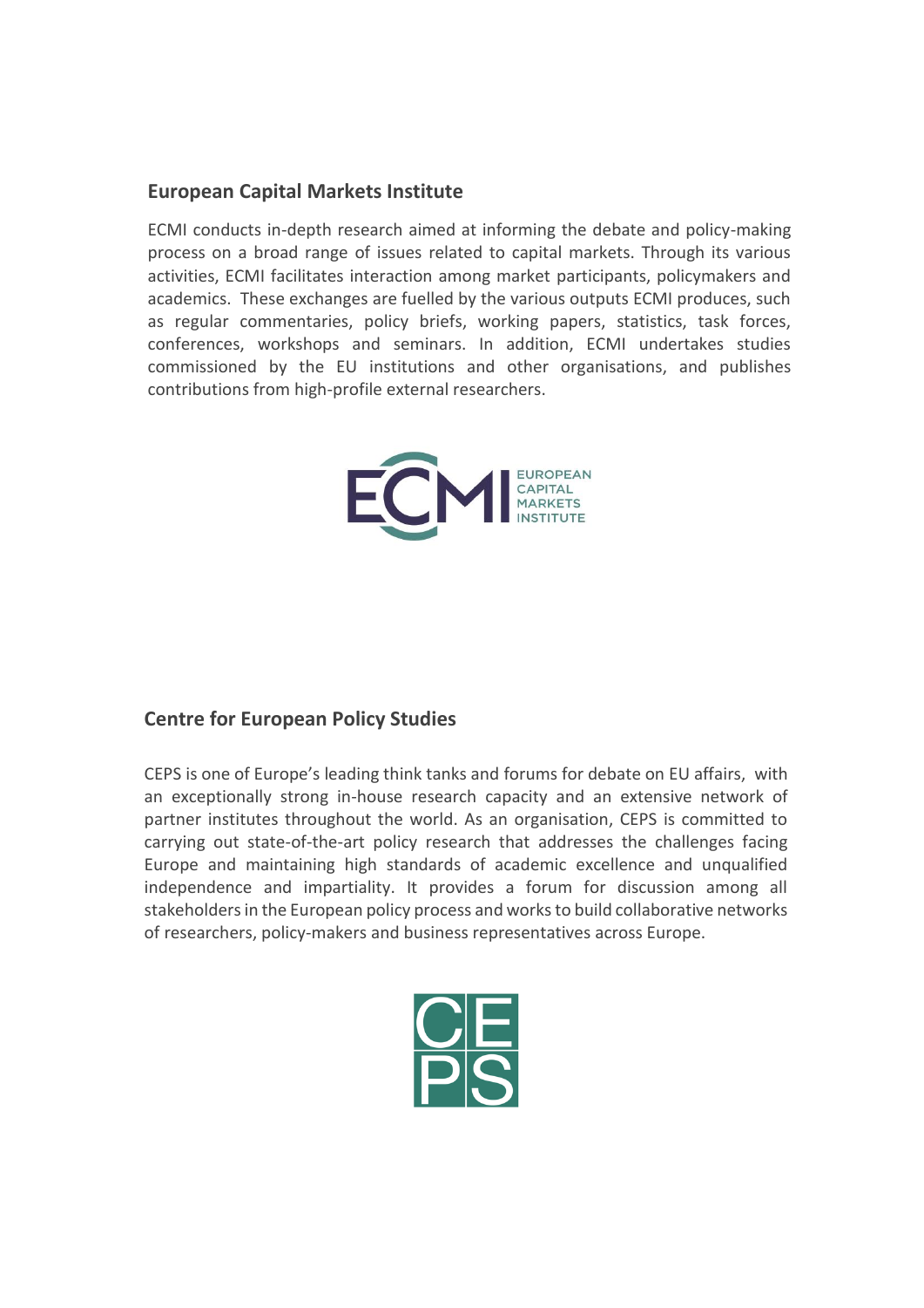## European Capital Markets Institute

ECMI conducts in-depth research aimed at informing the debate and policy-making process on a broad range of issues related to capital markets. Through its various activities, ECMI facilitates interaction among market participants, policymakers and academics. These exchanges are fuelled by the various outputs ECMI produces, such as regular commentaries, policy briefs, working papers, statistics, task forces, conferences, workshops and seminars. In addition, ECMI undertakes studies commissioned by the EU institutions and other organisations, and publishes contributions from high-profile external researchers.

ECMI EUROPEAN CAPITAL MARKETS INSTITUTE

## Centre for European Policy Studies

CEPS is one of Europe's leading think tanks and forums for debate on EU affairs, with an exceptionally strong in-house research capacity and an extensive network of partner institutes throughout the world. As an organisation, CEPS is committed to carrying out state-of-the-art policy research that addresses the challenges facing Europe and maintaining high standards of academic excellence and unqualified independence and impartiality. It provides a forum for discussion among all stakeholders in the European policy process and works to build collaborative networks of researchers, policy-makers and business representatives across Europe.

CEPS